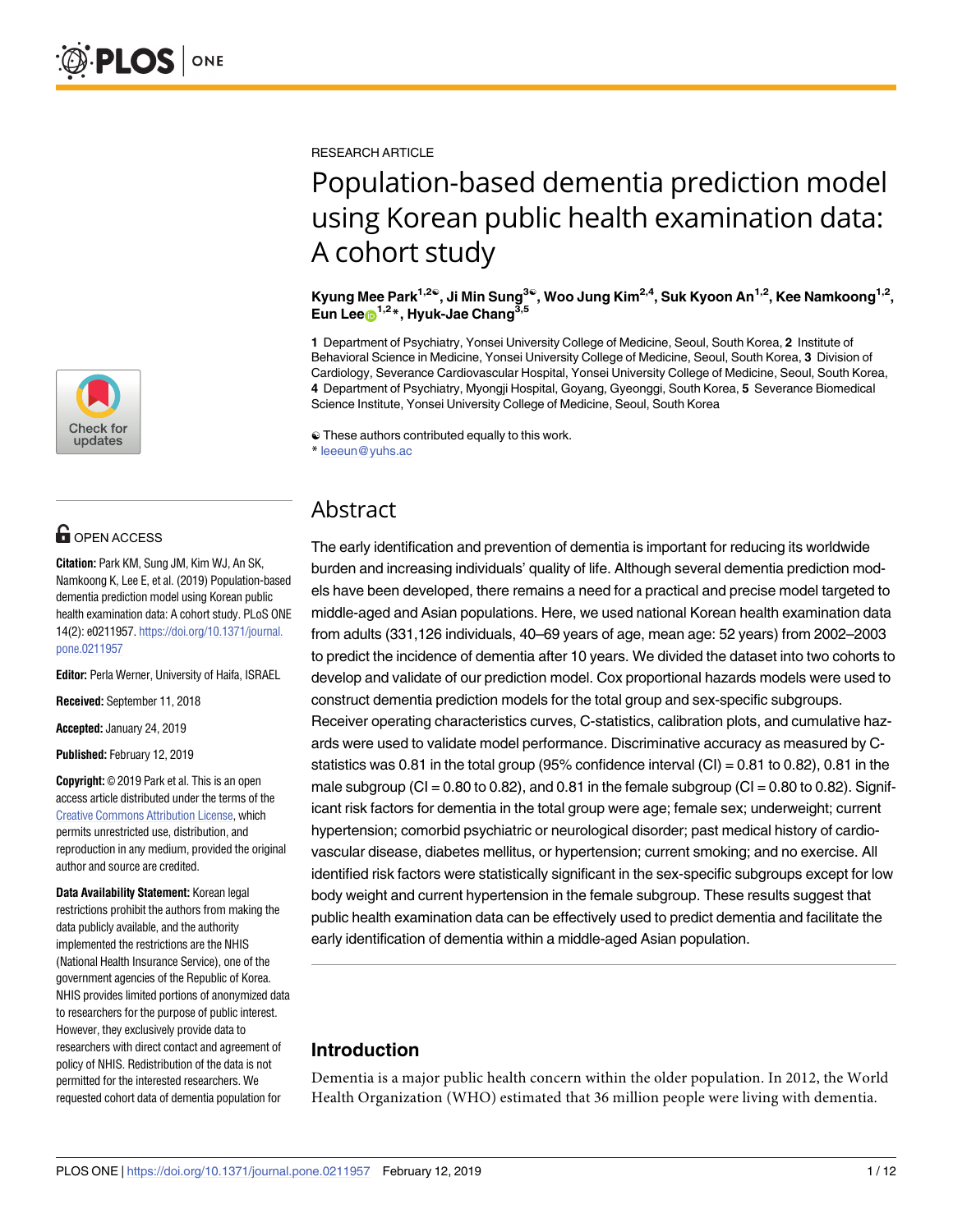RESEARCH ARTICLE

# Population-based dementia prediction model using Korean public health examination data: A cohort study

**Kyung Mee Park[1,2☯], Ji Min Sung[3☯], Woo Jung Kim[2,4], Suk Kyoon An[1,2], Kee Namkoong[1,2], Eun Lee[1,2]*, Hyuk-Jae Chang[3,5]**

**1** Department of Psychiatry, Yonsei University College of Medicine, Seoul, South Korea, **2** Institute of Behavioral Science in Medicine, Yonsei University College of Medicine, Seoul, South Korea, **3** Division of Cardiology, Severance Cardiovascular Hospital, Yonsei University College of Medicine, Seoul, South Korea, **4** Department of Psychiatry, Myongji Hospital, Goyang, Gyeonggi, South Korea, **5** Severance Biomedical Science Institute, Yonsei University College of Medicine, Seoul, South Korea

☯ These authors contributed equally to this work.
* leeeun@yuhs.ac

OPEN ACCESS

**Citation:** Park KM, Sung JM, Kim WJ, An SK, Namkoong K, Lee E, et al. (2019) Population-based dementia prediction model using Korean public health examination data: A cohort study. PLoS ONE 14(2): e0211957. https://doi.org/10.1371/journal.pone.0211957

**Editor:** Perla Werner, University of Haifa, ISRAEL

**Received:** September 11, 2018

**Accepted:** January 24, 2019

**Published:** February 12, 2019

**Copyright:** © 2019 Park et al. This is an open access article distributed under the terms of the Creative Commons Attribution License, which permits unrestricted use, distribution, and reproduction in any medium, provided the original author and source are credited.

**Data Availability Statement:** Korean legal restrictions prohibit the authors from making the data publicly available, and the authority implemented the restrictions are the NHIS (National Health Insurance Service), one of the government agencies of the Republic of Korea. NHIS provides limited portions of anonymized data to researchers for the purpose of public interest. However, they exclusively provide data to researchers with direct contact and agreement of policy of NHIS. Redistribution of the data is not permitted for the interested researchers. We requested cohort data of dementia population for

## Abstract

The early identification and prevention of dementia is important for reducing its worldwide burden and increasing individuals' quality of life. Although several dementia prediction models have been developed, there remains a need for a practical and precise model targeted to middle-aged and Asian populations. Here, we used national Korean health examination data from adults (331,126 individuals, 40–69 years of age, mean age: 52 years) from 2002–2003 to predict the incidence of dementia after 10 years. We divided the dataset into two cohorts to develop and validate of our prediction model. Cox proportional hazards models were used to construct dementia prediction models for the total group and sex-specific subgroups. Receiver operating characteristics curves, C-statistics, calibration plots, and cumulative hazards were used to validate model performance. Discriminative accuracy as measured by C-statistics was 0.81 in the total group (95% confidence interval (CI) = 0.81 to 0.82), 0.81 in the male subgroup (CI = 0.80 to 0.82), and 0.81 in the female subgroup (CI = 0.80 to 0.82). Significant risk factors for dementia in the total group were age; female sex; underweight; current hypertension; comorbid psychiatric or neurological disorder; past medical history of cardiovascular disease, diabetes mellitus, or hypertension; current smoking; and no exercise. All identified risk factors were statistically significant in the sex-specific subgroups except for low body weight and current hypertension in the female subgroup. These results suggest that public health examination data can be effectively used to predict dementia and facilitate the early identification of dementia within a middle-aged Asian population.

## Introduction

Dementia is a major public health concern within the older population. In 2012, the World Health Organization (WHO) estimated that 36 million people were living with dementia.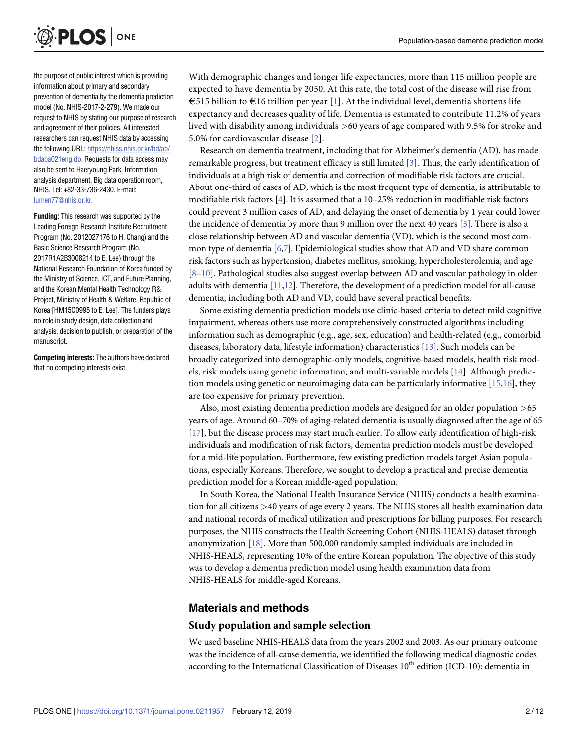the purpose of public interest which is providing information about primary and secondary prevention of dementia by the dementia prediction model (No. NHIS-2017-2-279). We made our request to NHIS by stating our purpose of research and agreement of their policies. All interested researchers can request NHIS data by accessing the following URL: https://nhiss.nhis.or.kr/bd/ab/bdaba021eng.do. Requests for data access may also be sent to Haeryoung Park, Information analysis department, Big data operation room, NHIS. Tel: +82-33-736-2430. E-mail: lumen77@nhis.or.kr.

**Funding:** This research was supported by the Leading Foreign Research Institute Recruitment Program (No. 2012027176 to H. Chang) and the Basic Science Research Program (No. 2017R1A2B3008214 to E. Lee) through the National Research Foundation of Korea funded by the Ministry of Science, ICT, and Future Planning, and the Korean Mental Health Technology R& Project, Ministry of Health & Welfare, Republic of Korea [HM15C0995 to E. Lee]. The funders plays no role in study design, data collection and analysis, decision to publish, or preparation of the manuscript.

**Competing interests:** The authors have declared that no competing interests exist.

With demographic changes and longer life expectancies, more than 115 million people are expected to have dementia by 2050. At this rate, the total cost of the disease will rise from €515 billion to €16 trillion per year [1]. At the individual level, dementia shortens life expectancy and decreases quality of life. Dementia is estimated to contribute 11.2% of years lived with disability among individuals >60 years of age compared with 9.5% for stroke and 5.0% for cardiovascular disease [2].

Research on dementia treatment, including that for Alzheimer's dementia (AD), has made remarkable progress, but treatment efficacy is still limited [3]. Thus, the early identification of individuals at a high risk of dementia and correction of modifiable risk factors are crucial. About one-third of cases of AD, which is the most frequent type of dementia, is attributable to modifiable risk factors [4]. It is assumed that a 10–25% reduction in modifiable risk factors could prevent 3 million cases of AD, and delaying the onset of dementia by 1 year could lower the incidence of dementia by more than 9 million over the next 40 years [5]. There is also a close relationship between AD and vascular dementia (VD), which is the second most common type of dementia [6,7]. Epidemiological studies show that AD and VD share common risk factors such as hypertension, diabetes mellitus, smoking, hypercholesterolemia, and age [8–10]. Pathological studies also suggest overlap between AD and vascular pathology in older adults with dementia [11,12]. Therefore, the development of a prediction model for all-cause dementia, including both AD and VD, could have several practical benefits.

Some existing dementia prediction models use clinic-based criteria to detect mild cognitive impairment, whereas others use more comprehensively constructed algorithms including information such as demographic (e.g., age, sex, education) and health-related (e.g., comorbid diseases, laboratory data, lifestyle information) characteristics [13]. Such models can be broadly categorized into demographic-only models, cognitive-based models, health risk models, risk models using genetic information, and multi-variable models [14]. Although prediction models using genetic or neuroimaging data can be particularly informative [15,16], they are too expensive for primary prevention.

Also, most existing dementia prediction models are designed for an older population >65 years of age. Around 60–70% of aging-related dementia is usually diagnosed after the age of 65 [17], but the disease process may start much earlier. To allow early identification of high-risk individuals and modification of risk factors, dementia prediction models must be developed for a mid-life population. Furthermore, few existing prediction models target Asian populations, especially Koreans. Therefore, we sought to develop a practical and precise dementia prediction model for a Korean middle-aged population.

In South Korea, the National Health Insurance Service (NHIS) conducts a health examination for all citizens >40 years of age every 2 years. The NHIS stores all health examination data and national records of medical utilization and prescriptions for billing purposes. For research purposes, the NHIS constructs the Health Screening Cohort (NHIS-HEALS) dataset through anonymization [18]. More than 500,000 randomly sampled individuals are included in NHIS-HEALS, representing 10% of the entire Korean population. The objective of this study was to develop a dementia prediction model using health examination data from NHIS-HEALS for middle-aged Koreans.

## Materials and methods

### Study population and sample selection

We used baseline NHIS-HEALS data from the years 2002 and 2003. As our primary outcome was the incidence of all-cause dementia, we identified the following medical diagnostic codes according to the International Classification of Diseases 10th edition (ICD-10): dementia in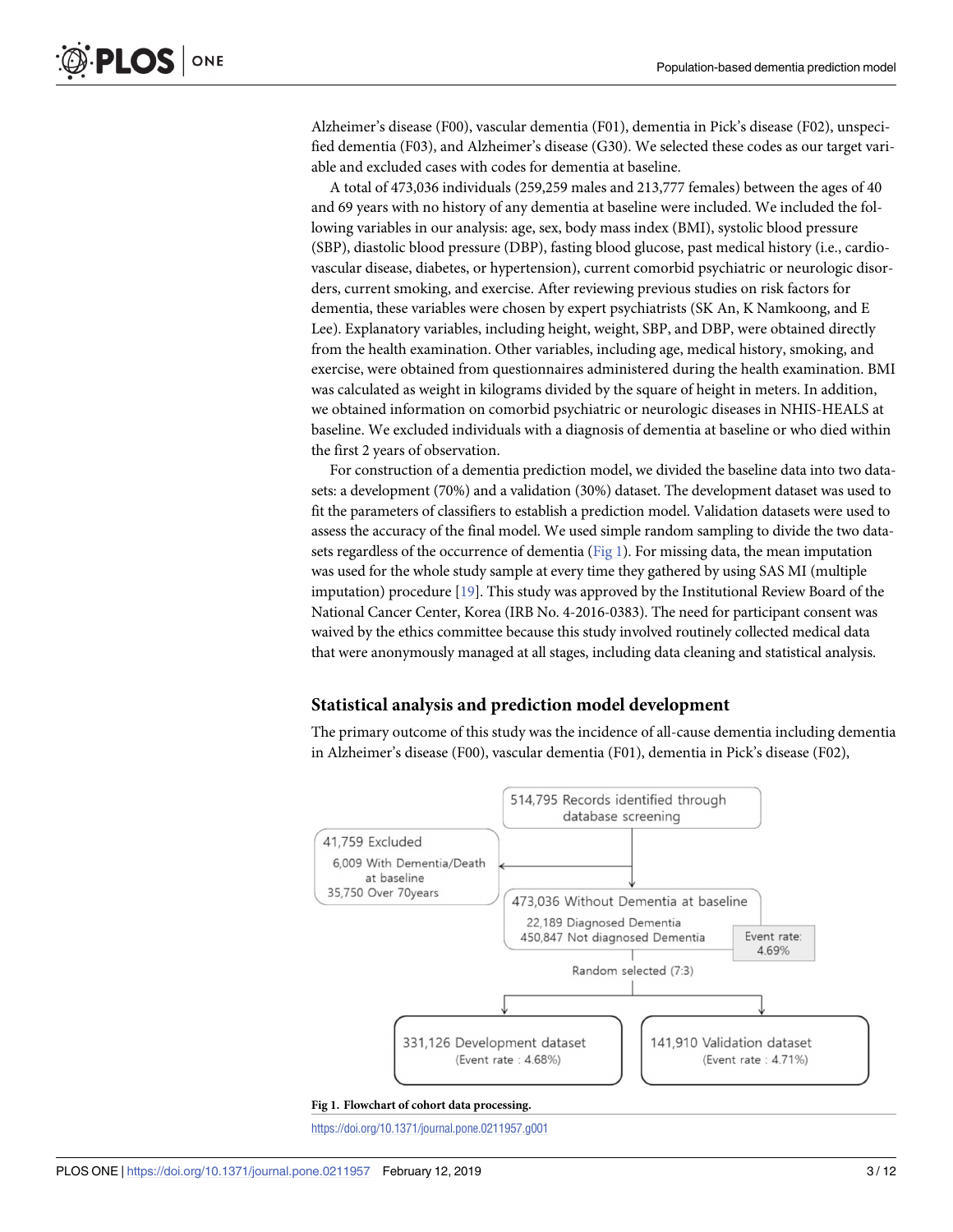Alzheimer's disease (F00), vascular dementia (F01), dementia in Pick's disease (F02), unspecified dementia (F03), and Alzheimer's disease (G30). We selected these codes as our target variable and excluded cases with codes for dementia at baseline.

A total of 473,036 individuals (259,259 males and 213,777 females) between the ages of 40 and 69 years with no history of any dementia at baseline were included. We included the following variables in our analysis: age, sex, body mass index (BMI), systolic blood pressure (SBP), diastolic blood pressure (DBP), fasting blood glucose, past medical history (i.e., cardiovascular disease, diabetes, or hypertension), current comorbid psychiatric or neurologic disorders, current smoking, and exercise. After reviewing previous studies on risk factors for dementia, these variables were chosen by expert psychiatrists (SK An, K Namkoong, and E Lee). Explanatory variables, including height, weight, SBP, and DBP, were obtained directly from the health examination. Other variables, including age, medical history, smoking, and exercise, were obtained from questionnaires administered during the health examination. BMI was calculated as weight in kilograms divided by the square of height in meters. In addition, we obtained information on comorbid psychiatric or neurologic diseases in NHIS-HEALS at baseline. We excluded individuals with a diagnosis of dementia at baseline or who died within the first 2 years of observation.

For construction of a dementia prediction model, we divided the baseline data into two datasets: a development (70%) and a validation (30%) dataset. The development dataset was used to fit the parameters of classifiers to establish a prediction model. Validation datasets were used to assess the accuracy of the final model. We used simple random sampling to divide the two datasets regardless of the occurrence of dementia (Fig 1). For missing data, the mean imputation was used for the whole study sample at every time they gathered by using SAS MI (multiple imputation) procedure [19]. This study was approved by the Institutional Review Board of the National Cancer Center, Korea (IRB No. 4-2016-0383). The need for participant consent was waived by the ethics committee because this study involved routinely collected medical data that were anonymously managed at all stages, including data cleaning and statistical analysis.

## Statistical analysis and prediction model development

The primary outcome of this study was the incidence of all-cause dementia including dementia in Alzheimer's disease (F00), vascular dementia (F01), dementia in Pick's disease (F02),

514,795 Records identified through database screening

41,759 Excluded
6,009 With Dementia/Death at baseline
35,750 Over 70years

473,036 Without Dementia at baseline
22,189 Diagnosed Dementia
450,847 Not diagnosed Dementia
Event rate: 4.69%

Random selected (7:3)

331,126 Development dataset (Event rate : 4.68%)

141,910 Validation dataset (Event rate : 4.71%)

**Fig 1. Flowchart of cohort data processing.**

https://doi.org/10.1371/journal.pone.0211957.g001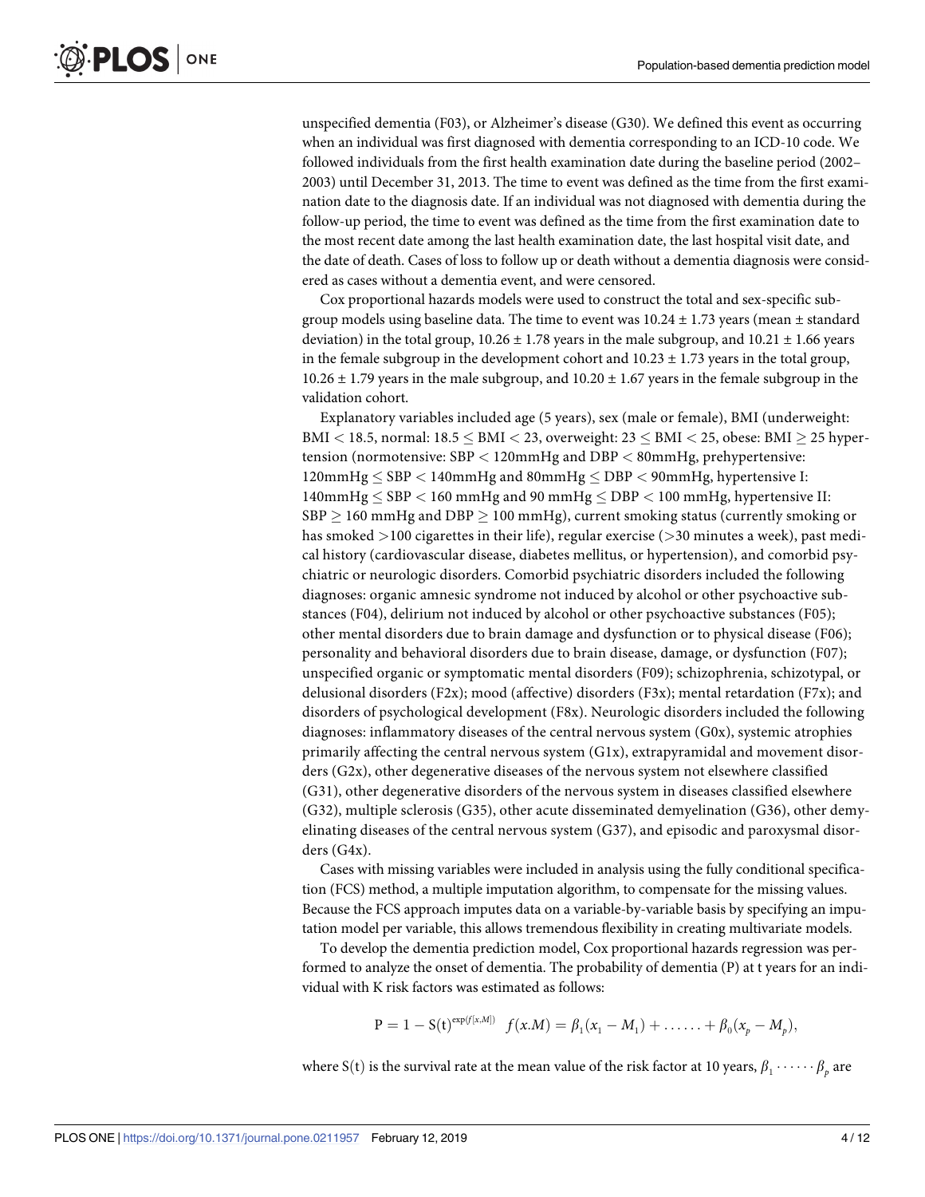unspecified dementia (F03), or Alzheimer's disease (G30). We defined this event as occurring when an individual was first diagnosed with dementia corresponding to an ICD-10 code. We followed individuals from the first health examination date during the baseline period (2002–2003) until December 31, 2013. The time to event was defined as the time from the first examination date to the diagnosis date. If an individual was not diagnosed with dementia during the follow-up period, the time to event was defined as the time from the first examination date to the most recent date among the last health examination date, the last hospital visit date, and the date of death. Cases of loss to follow up or death without a dementia diagnosis were considered as cases without a dementia event, and were censored.

Cox proportional hazards models were used to construct the total and sex-specific subgroup models using baseline data. The time to event was 10.24 ± 1.73 years (mean ± standard deviation) in the total group, 10.26 ± 1.78 years in the male subgroup, and 10.21 ± 1.66 years in the female subgroup in the development cohort and 10.23 ± 1.73 years in the total group, 10.26 ± 1.79 years in the male subgroup, and 10.20 ± 1.67 years in the female subgroup in the validation cohort.

Explanatory variables included age (5 years), sex (male or female), BMI (underweight: BMI < 18.5, normal: 18.5 ≤ BMI < 23, overweight: 23 ≤ BMI < 25, obese: BMI ≥ 25 hypertension (normotensive: SBP < 120mmHg and DBP < 80mmHg, prehypertensive: 120mmHg ≤ SBP < 140mmHg and 80mmHg ≤ DBP < 90mmHg, hypertensive I: 140mmHg ≤ SBP < 160 mmHg and 90 mmHg ≤ DBP < 100 mmHg, hypertensive II: SBP ≥ 160 mmHg and DBP ≥ 100 mmHg), current smoking status (currently smoking or has smoked >100 cigarettes in their life), regular exercise (>30 minutes a week), past medical history (cardiovascular disease, diabetes mellitus, or hypertension), and comorbid psychiatric or neurologic disorders. Comorbid psychiatric disorders included the following diagnoses: organic amnesic syndrome not induced by alcohol or other psychoactive substances (F04), delirium not induced by alcohol or other psychoactive substances (F05); other mental disorders due to brain damage and dysfunction or to physical disease (F06); personality and behavioral disorders due to brain disease, damage, or dysfunction (F07); unspecified organic or symptomatic mental disorders (F09); schizophrenia, schizotypal, or delusional disorders (F2x); mood (affective) disorders (F3x); mental retardation (F7x); and disorders of psychological development (F8x). Neurologic disorders included the following diagnoses: inflammatory diseases of the central nervous system (G0x), systemic atrophies primarily affecting the central nervous system (G1x), extrapyramidal and movement disorders (G2x), other degenerative diseases of the nervous system not elsewhere classified (G31), other degenerative disorders of the nervous system in diseases classified elsewhere (G32), multiple sclerosis (G35), other acute disseminated demyelination (G36), other demyelinating diseases of the central nervous system (G37), and episodic and paroxysmal disorders (G4x).

Cases with missing variables were included in analysis using the fully conditional specification (FCS) method, a multiple imputation algorithm, to compensate for the missing values. Because the FCS approach imputes data on a variable-by-variable basis by specifying an imputation model per variable, this allows tremendous flexibility in creating multivariate models.

To develop the dementia prediction model, Cox proportional hazards regression was performed to analyze the onset of dementia. The probability of dementia (P) at t years for an individual with K risk factors was estimated as follows:

$$\mathrm{P} = 1 - \mathrm{S}(\mathrm{t})^{\exp(f[x,M])} \quad f(x.M) = \beta_1(x_1 - M_1) + \ldots\ldots + \beta_0(x_p - M_p),$$

where S(t) is the survival rate at the mean value of the risk factor at 10 years, $\beta_1 \cdots\cdots \beta_p$ are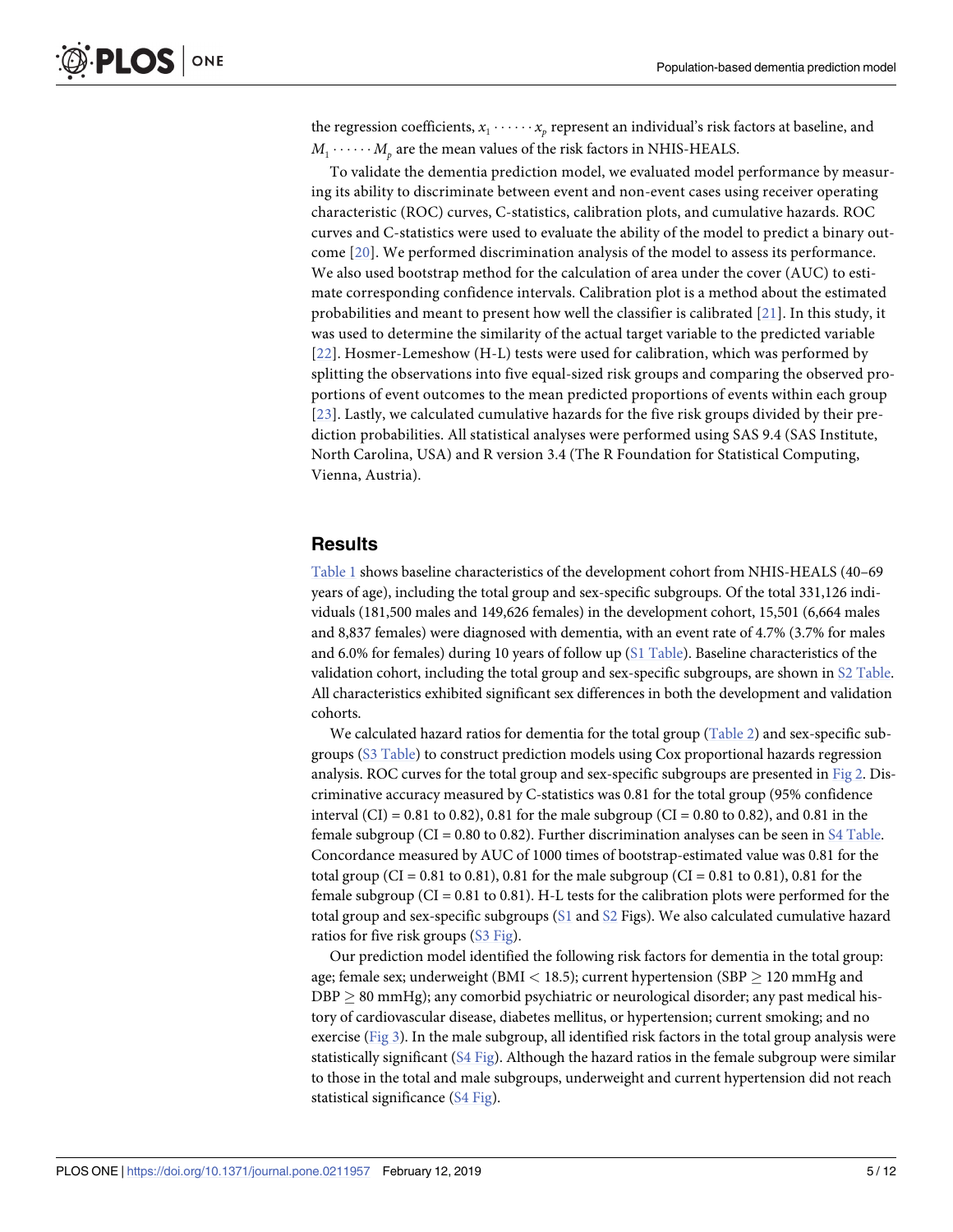the regression coefficients, $x_1 \cdots\cdots x_p$ represent an individual's risk factors at baseline, and $M_1 \cdots\cdots M_p$ are the mean values of the risk factors in NHIS-HEALS.

To validate the dementia prediction model, we evaluated model performance by measuring its ability to discriminate between event and non-event cases using receiver operating characteristic (ROC) curves, C-statistics, calibration plots, and cumulative hazards. ROC curves and C-statistics were used to evaluate the ability of the model to predict a binary outcome [20]. We performed discrimination analysis of the model to assess its performance. We also used bootstrap method for the calculation of area under the cover (AUC) to estimate corresponding confidence intervals. Calibration plot is a method about the estimated probabilities and meant to present how well the classifier is calibrated [21]. In this study, it was used to determine the similarity of the actual target variable to the predicted variable [22]. Hosmer-Lemeshow (H-L) tests were used for calibration, which was performed by splitting the observations into five equal-sized risk groups and comparing the observed proportions of event outcomes to the mean predicted proportions of events within each group [23]. Lastly, we calculated cumulative hazards for the five risk groups divided by their prediction probabilities. All statistical analyses were performed using SAS 9.4 (SAS Institute, North Carolina, USA) and R version 3.4 (The R Foundation for Statistical Computing, Vienna, Austria).

## Results

Table 1 shows baseline characteristics of the development cohort from NHIS-HEALS (40–69 years of age), including the total group and sex-specific subgroups. Of the total 331,126 individuals (181,500 males and 149,626 females) in the development cohort, 15,501 (6,664 males and 8,837 females) were diagnosed with dementia, with an event rate of 4.7% (3.7% for males and 6.0% for females) during 10 years of follow up (S1 Table). Baseline characteristics of the validation cohort, including the total group and sex-specific subgroups, are shown in S2 Table. All characteristics exhibited significant sex differences in both the development and validation cohorts.

We calculated hazard ratios for dementia for the total group (Table 2) and sex-specific subgroups (S3 Table) to construct prediction models using Cox proportional hazards regression analysis. ROC curves for the total group and sex-specific subgroups are presented in Fig 2. Discriminative accuracy measured by C-statistics was 0.81 for the total group (95% confidence interval (CI) = 0.81 to 0.82), 0.81 for the male subgroup (CI = 0.80 to 0.82), and 0.81 in the female subgroup (CI = 0.80 to 0.82). Further discrimination analyses can be seen in S4 Table. Concordance measured by AUC of 1000 times of bootstrap-estimated value was 0.81 for the total group (CI = 0.81 to 0.81), 0.81 for the male subgroup (CI = 0.81 to 0.81), 0.81 for the female subgroup (CI = 0.81 to 0.81). H-L tests for the calibration plots were performed for the total group and sex-specific subgroups (S1 and S2 Figs). We also calculated cumulative hazard ratios for five risk groups (S3 Fig).

Our prediction model identified the following risk factors for dementia in the total group: age; female sex; underweight (BMI < 18.5); current hypertension (SBP $\geq$ 120 mmHg and DBP $\geq$ 80 mmHg); any comorbid psychiatric or neurological disorder; any past medical history of cardiovascular disease, diabetes mellitus, or hypertension; current smoking; and no exercise (Fig 3). In the male subgroup, all identified risk factors in the total group analysis were statistically significant (S4 Fig). Although the hazard ratios in the female subgroup were similar to those in the total and male subgroups, underweight and current hypertension did not reach statistical significance (S4 Fig).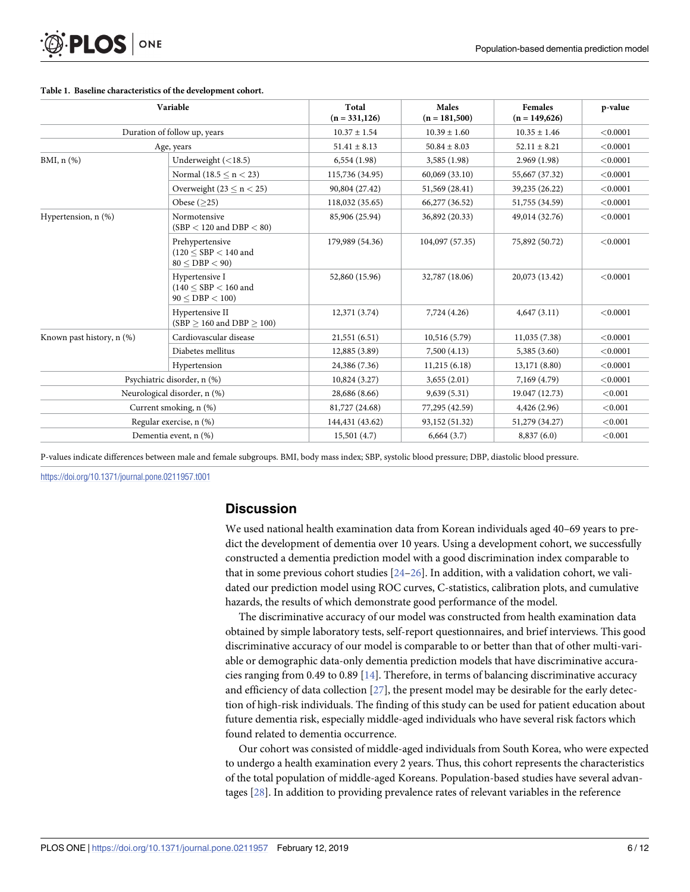**Table 1. Baseline characteristics of the development cohort.**

| Variable | | Total (n = 331,126) | Males (n = 181,500) | Females (n = 149,626) | p-value |
|---|---|---|---|---|---|
| Duration of follow up, years | | 10.37 ± 1.54 | 10.39 ± 1.60 | 10.35 ± 1.46 | <0.0001 |
| Age, years | | 51.41 ± 8.13 | 50.84 ± 8.03 | 52.11 ± 8.21 | <0.0001 |
| BMI, n (%) | Underweight (<18.5) | 6,554 (1.98) | 3,585 (1.98) | 2.969 (1.98) | <0.0001 |
| | Normal (18.5 ≤ n < 23) | 115,736 (34.95) | 60,069 (33.10) | 55,667 (37.32) | <0.0001 |
| | Overweight (23 ≤ n < 25) | 90,804 (27.42) | 51,569 (28.41) | 39,235 (26.22) | <0.0001 |
| | Obese (≥25) | 118,032 (35.65) | 66,277 (36.52) | 51,755 (34.59) | <0.0001 |
| Hypertension, n (%) | Normotensive (SBP < 120 and DBP < 80) | 85,906 (25.94) | 36,892 (20.33) | 49,014 (32.76) | <0.0001 |
| | Prehypertensive (120 ≤ SBP < 140 and 80 ≤ DBP < 90) | 179,989 (54.36) | 104,097 (57.35) | 75,892 (50.72) | <0.0001 |
| | Hypertensive I (140 ≤ SBP < 160 and 90 ≤ DBP < 100) | 52,860 (15.96) | 32,787 (18.06) | 20,073 (13.42) | <0.0001 |
| | Hypertensive II (SBP ≥ 160 and DBP ≥ 100) | 12,371 (3.74) | 7,724 (4.26) | 4,647 (3.11) | <0.0001 |
| Known past history, n (%) | Cardiovascular disease | 21,551 (6.51) | 10,516 (5.79) | 11,035 (7.38) | <0.0001 |
| | Diabetes mellitus | 12,885 (3.89) | 7,500 (4.13) | 5,385 (3.60) | <0.0001 |
| | Hypertension | 24,386 (7.36) | 11,215 (6.18) | 13,171 (8.80) | <0.0001 |
| Psychiatric disorder, n (%) | | 10,824 (3.27) | 3,655 (2.01) | 7,169 (4.79) | <0.0001 |
| Neurological disorder, n (%) | | 28,686 (8.66) | 9,639 (5.31) | 19.047 (12.73) | <0.001 |
| Current smoking, n (%) | | 81,727 (24.68) | 77,295 (42.59) | 4,426 (2.96) | <0.001 |
| Regular exercise, n (%) | | 144,431 (43.62) | 93,152 (51.32) | 51,279 (34.27) | <0.001 |
| Dementia event, n (%) | | 15,501 (4.7) | 6,664 (3.7) | 8,837 (6.0) | <0.001 |

P-values indicate differences between male and female subgroups. BMI, body mass index; SBP, systolic blood pressure; DBP, diastolic blood pressure.

https://doi.org/10.1371/journal.pone.0211957.t001

## Discussion

We used national health examination data from Korean individuals aged 40–69 years to predict the development of dementia over 10 years. Using a development cohort, we successfully constructed a dementia prediction model with a good discrimination index comparable to that in some previous cohort studies [24–26]. In addition, with a validation cohort, we validated our prediction model using ROC curves, C-statistics, calibration plots, and cumulative hazards, the results of which demonstrate good performance of the model.

The discriminative accuracy of our model was constructed from health examination data obtained by simple laboratory tests, self-report questionnaires, and brief interviews. This good discriminative accuracy of our model is comparable to or better than that of other multi-variable or demographic data-only dementia prediction models that have discriminative accuracies ranging from 0.49 to 0.89 [14]. Therefore, in terms of balancing discriminative accuracy and efficiency of data collection [27], the present model may be desirable for the early detection of high-risk individuals. The finding of this study can be used for patient education about future dementia risk, especially middle-aged individuals who have several risk factors which found related to dementia occurrence.

Our cohort was consisted of middle-aged individuals from South Korea, who were expected to undergo a health examination every 2 years. Thus, this cohort represents the characteristics of the total population of middle-aged Koreans. Population-based studies have several advantages [28]. In addition to providing prevalence rates of relevant variables in the reference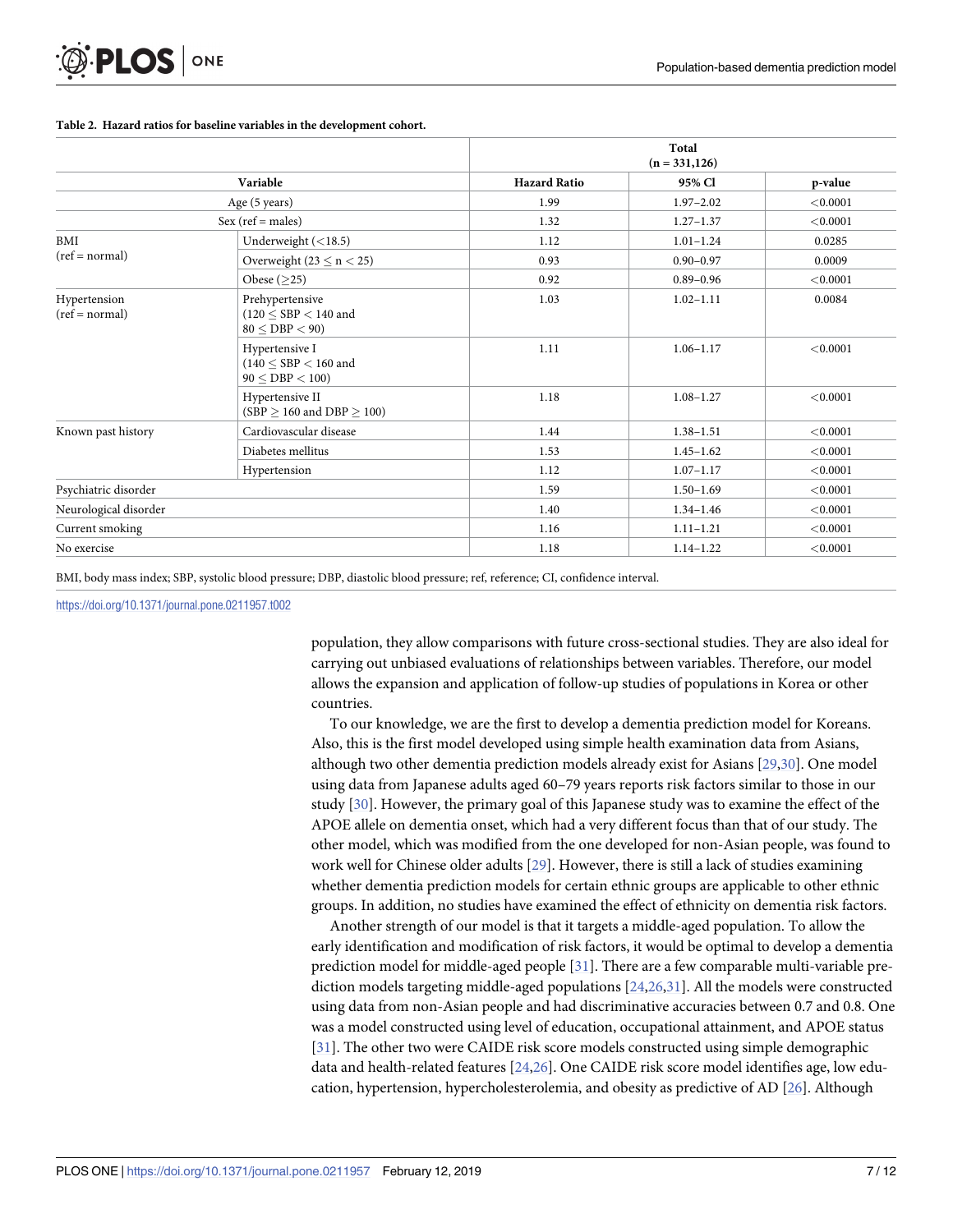**Table 2. Hazard ratios for baseline variables in the development cohort.**

| Variable | | Total (n = 331,126) | | |
|---|---|---|---|---|
| | | Hazard Ratio | 95% CI | p-value |
| Age (5 years) | | 1.99 | 1.97–2.02 | <0.0001 |
| Sex (ref = males) | | 1.32 | 1.27–1.37 | <0.0001 |
| BMI (ref = normal) | Underweight (<18.5) | 1.12 | 1.01–1.24 | 0.0285 |
| | Overweight ($23 \leq n < 25$) | 0.93 | 0.90–0.97 | 0.0009 |
| | Obese ($\geq 25$) | 0.92 | 0.89–0.96 | <0.0001 |
| Hypertension (ref = normal) | Prehypertensive ($120 \leq SBP < 140$ and $80 \leq DBP < 90$) | 1.03 | 1.02–1.11 | 0.0084 |
| | Hypertensive I ($140 \leq SBP < 160$ and $90 \leq DBP < 100$) | 1.11 | 1.06–1.17 | <0.0001 |
| | Hypertensive II ($SBP \geq 160$ and $DBP \geq 100$) | 1.18 | 1.08–1.27 | <0.0001 |
| Known past history | Cardiovascular disease | 1.44 | 1.38–1.51 | <0.0001 |
| | Diabetes mellitus | 1.53 | 1.45–1.62 | <0.0001 |
| | Hypertension | 1.12 | 1.07–1.17 | <0.0001 |
| Psychiatric disorder | | 1.59 | 1.50–1.69 | <0.0001 |
| Neurological disorder | | 1.40 | 1.34–1.46 | <0.0001 |
| Current smoking | | 1.16 | 1.11–1.21 | <0.0001 |
| No exercise | | 1.18 | 1.14–1.22 | <0.0001 |

BMI, body mass index; SBP, systolic blood pressure; DBP, diastolic blood pressure; ref, reference; CI, confidence interval.

https://doi.org/10.1371/journal.pone.0211957.t002

population, they allow comparisons with future cross-sectional studies. They are also ideal for carrying out unbiased evaluations of relationships between variables. Therefore, our model allows the expansion and application of follow-up studies of populations in Korea or other countries.

To our knowledge, we are the first to develop a dementia prediction model for Koreans. Also, this is the first model developed using simple health examination data from Asians, although two other dementia prediction models already exist for Asians [29,30]. One model using data from Japanese adults aged 60–79 years reports risk factors similar to those in our study [30]. However, the primary goal of this Japanese study was to examine the effect of the APOE allele on dementia onset, which had a very different focus than that of our study. The other model, which was modified from the one developed for non-Asian people, was found to work well for Chinese older adults [29]. However, there is still a lack of studies examining whether dementia prediction models for certain ethnic groups are applicable to other ethnic groups. In addition, no studies have examined the effect of ethnicity on dementia risk factors.

Another strength of our model is that it targets a middle-aged population. To allow the early identification and modification of risk factors, it would be optimal to develop a dementia prediction model for middle-aged people [31]. There are a few comparable multi-variable prediction models targeting middle-aged populations [24,26,31]. All the models were constructed using data from non-Asian people and had discriminative accuracies between 0.7 and 0.8. One was a model constructed using level of education, occupational attainment, and APOE status [31]. The other two were CAIDE risk score models constructed using simple demographic data and health-related features [24,26]. One CAIDE risk score model identifies age, low education, hypertension, hypercholesterolemia, and obesity as predictive of AD [26]. Although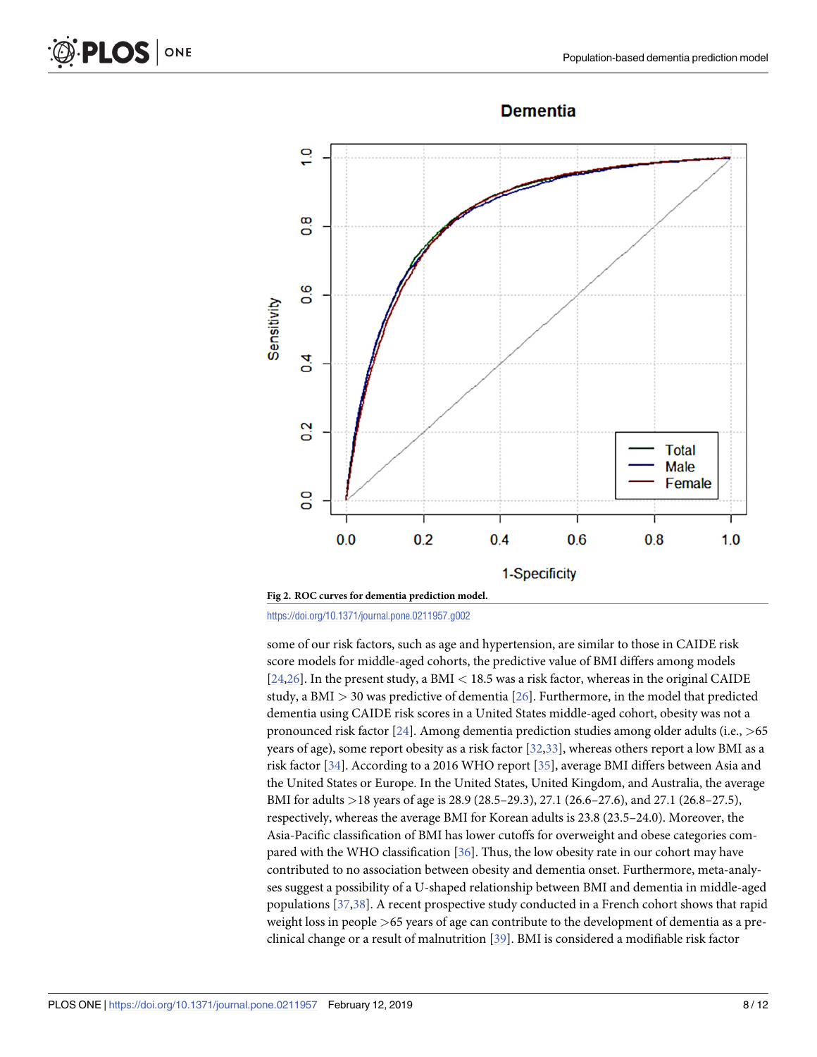**Fig 2. ROC curves for dementia prediction model.**

https://doi.org/10.1371/journal.pone.0211957.g002

some of our risk factors, such as age and hypertension, are similar to those in CAIDE risk score models for middle-aged cohorts, the predictive value of BMI differs among models [24,26]. In the present study, a BMI < 18.5 was a risk factor, whereas in the original CAIDE study, a BMI > 30 was predictive of dementia [26]. Furthermore, in the model that predicted dementia using CAIDE risk scores in a United States middle-aged cohort, obesity was not a pronounced risk factor [24]. Among dementia prediction studies among older adults (i.e., >65 years of age), some report obesity as a risk factor [32,33], whereas others report a low BMI as a risk factor [34]. According to a 2016 WHO report [35], average BMI differs between Asia and the United States or Europe. In the United States, United Kingdom, and Australia, the average BMI for adults >18 years of age is 28.9 (28.5–29.3), 27.1 (26.6–27.6), and 27.1 (26.8–27.5), respectively, whereas the average BMI for Korean adults is 23.8 (23.5–24.0). Moreover, the Asia-Pacific classification of BMI has lower cutoffs for overweight and obese categories compared with the WHO classification [36]. Thus, the low obesity rate in our cohort may have contributed to no association between obesity and dementia onset. Furthermore, meta-analyses suggest a possibility of a U-shaped relationship between BMI and dementia in middle-aged populations [37,38]. A recent prospective study conducted in a French cohort shows that rapid weight loss in people >65 years of age can contribute to the development of dementia as a preclinical change or a result of malnutrition [39]. BMI is considered a modifiable risk factor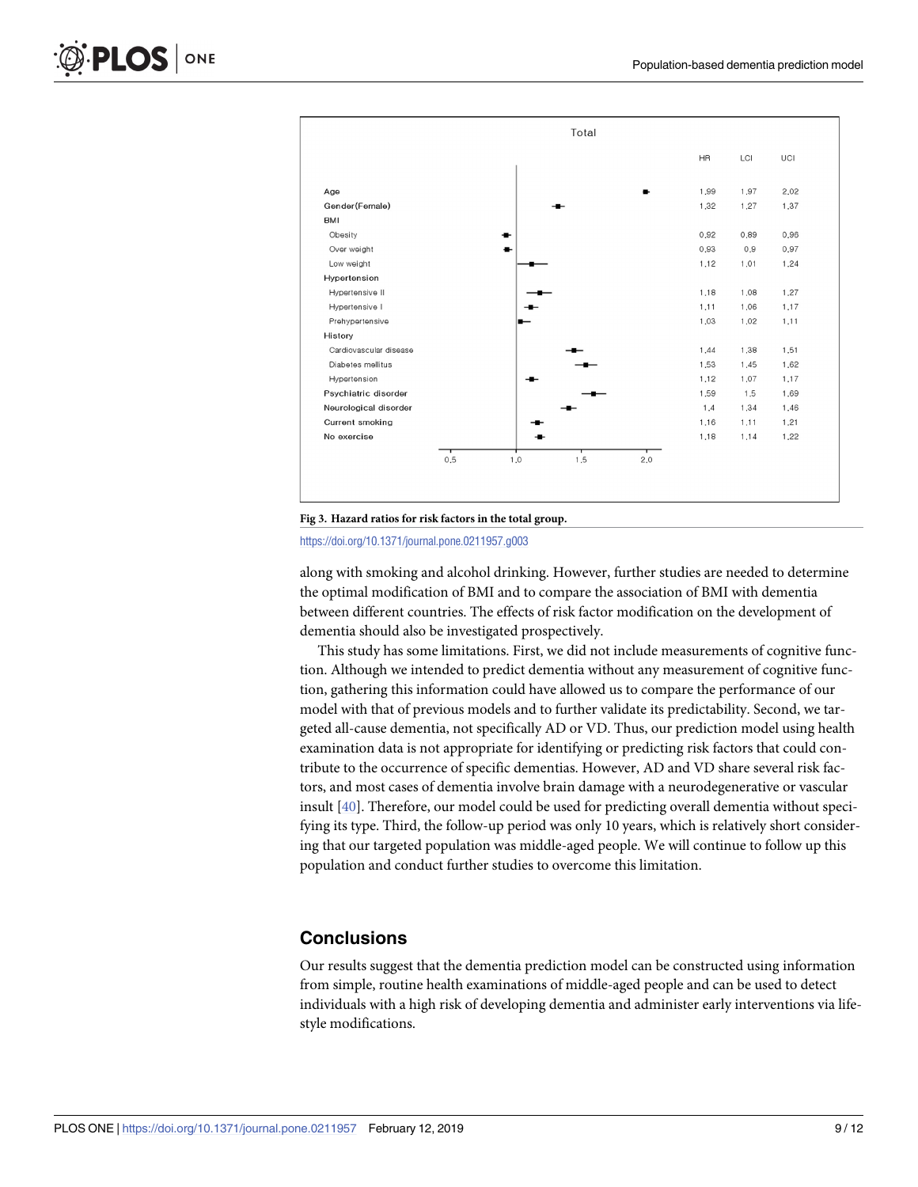| Total | HR | LCI | UCI |
|---|---|---|---|
| Age | 1,99 | 1,97 | 2,02 |
| Gender(Female) | 1,32 | 1,27 | 1,37 |
| BMI | | | |
| Obesity | 0,92 | 0,89 | 0,96 |
| Over weight | 0,93 | 0,9 | 0,97 |
| Low weight | 1,12 | 1,01 | 1,24 |
| Hypertension | | | |
| Hypertensive II | 1,18 | 1,08 | 1,27 |
| Hypertensive I | 1,11 | 1,06 | 1,17 |
| Prehypertensive | 1,03 | 1,02 | 1,11 |
| History | | | |
| Cardiovascular disease | 1,44 | 1,38 | 1,51 |
| Diabetes mellitus | 1,53 | 1,45 | 1,62 |
| Hypertension | 1,12 | 1,07 | 1,17 |
| Psychiatric disorder | 1,59 | 1,5 | 1,69 |
| Neurological disorder | 1,4 | 1,34 | 1,46 |
| Current smoking | 1,16 | 1,11 | 1,21 |
| No exercise | 1,18 | 1,14 | 1,22 |

**Fig 3. Hazard ratios for risk factors in the total group.**

https://doi.org/10.1371/journal.pone.0211957.g003

along with smoking and alcohol drinking. However, further studies are needed to determine the optimal modification of BMI and to compare the association of BMI with dementia between different countries. The effects of risk factor modification on the development of dementia should also be investigated prospectively.

This study has some limitations. First, we did not include measurements of cognitive function. Although we intended to predict dementia without any measurement of cognitive function, gathering this information could have allowed us to compare the performance of our model with that of previous models and to further validate its predictability. Second, we targeted all-cause dementia, not specifically AD or VD. Thus, our prediction model using health examination data is not appropriate for identifying or predicting risk factors that could contribute to the occurrence of specific dementias. However, AD and VD share several risk factors, and most cases of dementia involve brain damage with a neurodegenerative or vascular insult [40]. Therefore, our model could be used for predicting overall dementia without specifying its type. Third, the follow-up period was only 10 years, which is relatively short considering that our targeted population was middle-aged people. We will continue to follow up this population and conduct further studies to overcome this limitation.

## Conclusions

Our results suggest that the dementia prediction model can be constructed using information from simple, routine health examinations of middle-aged people and can be used to detect individuals with a high risk of developing dementia and administer early interventions via lifestyle modifications.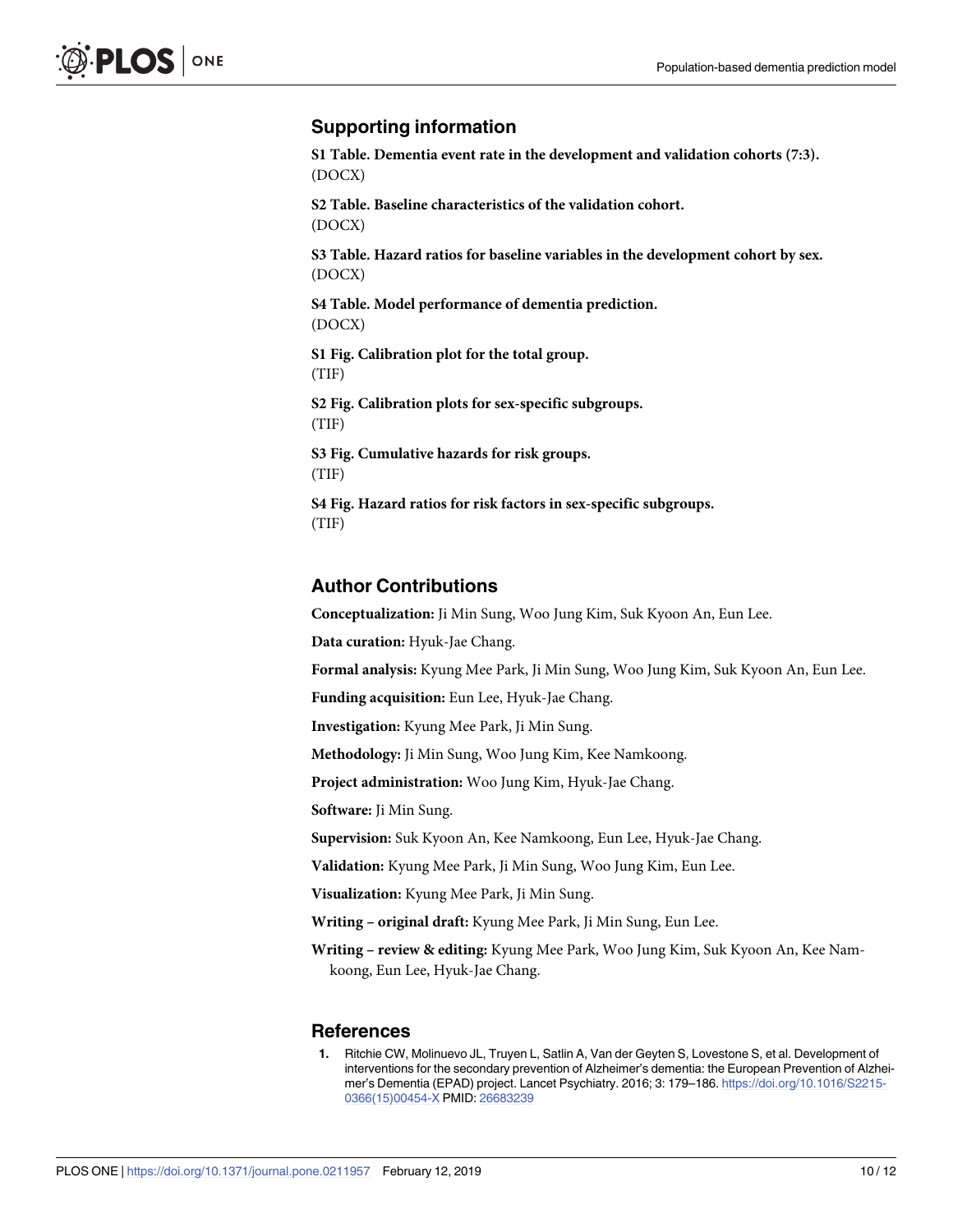## Supporting information

**S1 Table. Dementia event rate in the development and validation cohorts (7:3).**
(DOCX)

**S2 Table. Baseline characteristics of the validation cohort.**
(DOCX)

**S3 Table. Hazard ratios for baseline variables in the development cohort by sex.**
(DOCX)

**S4 Table. Model performance of dementia prediction.**
(DOCX)

**S1 Fig. Calibration plot for the total group.**
(TIF)

**S2 Fig. Calibration plots for sex-specific subgroups.**
(TIF)

**S3 Fig. Cumulative hazards for risk groups.**
(TIF)

**S4 Fig. Hazard ratios for risk factors in sex-specific subgroups.**
(TIF)

## Author Contributions

**Conceptualization:** Ji Min Sung, Woo Jung Kim, Suk Kyoon An, Eun Lee.

**Data curation:** Hyuk-Jae Chang.

**Formal analysis:** Kyung Mee Park, Ji Min Sung, Woo Jung Kim, Suk Kyoon An, Eun Lee.

**Funding acquisition:** Eun Lee, Hyuk-Jae Chang.

**Investigation:** Kyung Mee Park, Ji Min Sung.

**Methodology:** Ji Min Sung, Woo Jung Kim, Kee Namkoong.

**Project administration:** Woo Jung Kim, Hyuk-Jae Chang.

**Software:** Ji Min Sung.

**Supervision:** Suk Kyoon An, Kee Namkoong, Eun Lee, Hyuk-Jae Chang.

**Validation:** Kyung Mee Park, Ji Min Sung, Woo Jung Kim, Eun Lee.

**Visualization:** Kyung Mee Park, Ji Min Sung.

**Writing – original draft:** Kyung Mee Park, Ji Min Sung, Eun Lee.

**Writing – review & editing:** Kyung Mee Park, Woo Jung Kim, Suk Kyoon An, Kee Namkoong, Eun Lee, Hyuk-Jae Chang.

## References

1. Ritchie CW, Molinuevo JL, Truyen L, Satlin A, Van der Geyten S, Lovestone S, et al. Development of interventions for the secondary prevention of Alzheimer's dementia: the European Prevention of Alzheimer's Dementia (EPAD) project. Lancet Psychiatry. 2016; 3: 179–186. https://doi.org/10.1016/S2215-0366(15)00454-X PMID: 26683239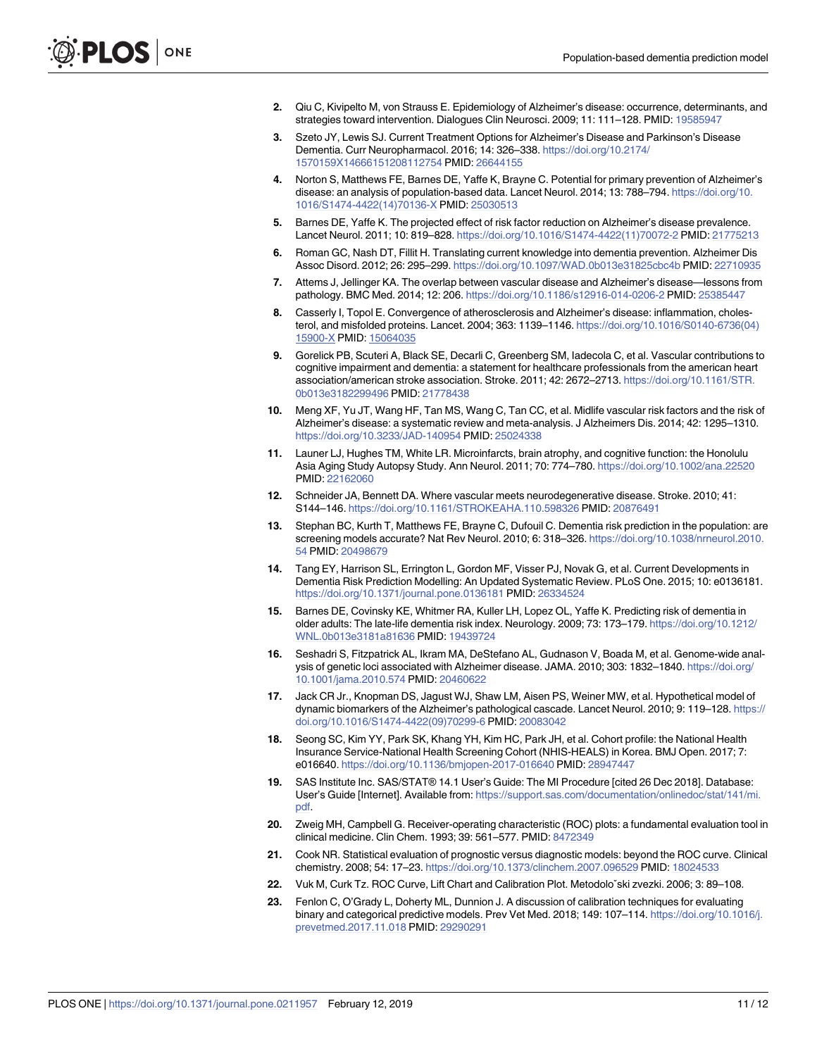2. Qiu C, Kivipelto M, von Strauss E. Epidemiology of Alzheimer's disease: occurrence, determinants, and strategies toward intervention. Dialogues Clin Neurosci. 2009; 11: 111–128. PMID: 19585947
3. Szeto JY, Lewis SJ. Current Treatment Options for Alzheimer's Disease and Parkinson's Disease Dementia. Curr Neuropharmacol. 2016; 14: 326–338. https://doi.org/10.2174/1570159X14666151208112754 PMID: 26644155
4. Norton S, Matthews FE, Barnes DE, Yaffe K, Brayne C. Potential for primary prevention of Alzheimer's disease: an analysis of population-based data. Lancet Neurol. 2014; 13: 788–794. https://doi.org/10.1016/S1474-4422(14)70136-X PMID: 25030513
5. Barnes DE, Yaffe K. The projected effect of risk factor reduction on Alzheimer's disease prevalence. Lancet Neurol. 2011; 10: 819–828. https://doi.org/10.1016/S1474-4422(11)70072-2 PMID: 21775213
6. Roman GC, Nash DT, Fillit H. Translating current knowledge into dementia prevention. Alzheimer Dis Assoc Disord. 2012; 26: 295–299. https://doi.org/10.1097/WAD.0b013e31825cbc4b PMID: 22710935
7. Attems J, Jellinger KA. The overlap between vascular disease and Alzheimer's disease—lessons from pathology. BMC Med. 2014; 12: 206. https://doi.org/10.1186/s12916-014-0206-2 PMID: 25385447
8. Casserly I, Topol E. Convergence of atherosclerosis and Alzheimer's disease: inflammation, cholesterol, and misfolded proteins. Lancet. 2004; 363: 1139–1146. https://doi.org/10.1016/S0140-6736(04)15900-X PMID: 15064035
9. Gorelick PB, Scuteri A, Black SE, Decarli C, Greenberg SM, Iadecola C, et al. Vascular contributions to cognitive impairment and dementia: a statement for healthcare professionals from the american heart association/american stroke association. Stroke. 2011; 42: 2672–2713. https://doi.org/10.1161/STR.0b013e3182299496 PMID: 21778438
10. Meng XF, Yu JT, Wang HF, Tan MS, Wang C, Tan CC, et al. Midlife vascular risk factors and the risk of Alzheimer's disease: a systematic review and meta-analysis. J Alzheimers Dis. 2014; 42: 1295–1310. https://doi.org/10.3233/JAD-140954 PMID: 25024338
11. Launer LJ, Hughes TM, White LR. Microinfarcts, brain atrophy, and cognitive function: the Honolulu Asia Aging Study Autopsy Study. Ann Neurol. 2011; 70: 774–780. https://doi.org/10.1002/ana.22520 PMID: 22162060
12. Schneider JA, Bennett DA. Where vascular meets neurodegenerative disease. Stroke. 2010; 41: S144–146. https://doi.org/10.1161/STROKEAHA.110.598326 PMID: 20876491
13. Stephan BC, Kurth T, Matthews FE, Brayne C, Dufouil C. Dementia risk prediction in the population: are screening models accurate? Nat Rev Neurol. 2010; 6: 318–326. https://doi.org/10.1038/nrneurol.2010.54 PMID: 20498679
14. Tang EY, Harrison SL, Errington L, Gordon MF, Visser PJ, Novak G, et al. Current Developments in Dementia Risk Prediction Modelling: An Updated Systematic Review. PLoS One. 2015; 10: e0136181. https://doi.org/10.1371/journal.pone.0136181 PMID: 26334524
15. Barnes DE, Covinsky KE, Whitmer RA, Kuller LH, Lopez OL, Yaffe K. Predicting risk of dementia in older adults: The late-life dementia risk index. Neurology. 2009; 73: 173–179. https://doi.org/10.1212/WNL.0b013e3181a81636 PMID: 19439724
16. Seshadri S, Fitzpatrick AL, Ikram MA, DeStefano AL, Gudnason V, Boada M, et al. Genome-wide analysis of genetic loci associated with Alzheimer disease. JAMA. 2010; 303: 1832–1840. https://doi.org/10.1001/jama.2010.574 PMID: 20460622
17. Jack CR Jr., Knopman DS, Jagust WJ, Shaw LM, Aisen PS, Weiner MW, et al. Hypothetical model of dynamic biomarkers of the Alzheimer's pathological cascade. Lancet Neurol. 2010; 9: 119–128. https://doi.org/10.1016/S1474-4422(09)70299-6 PMID: 20083042
18. Seong SC, Kim YY, Park SK, Khang YH, Kim HC, Park JH, et al. Cohort profile: the National Health Insurance Service-National Health Screening Cohort (NHIS-HEALS) in Korea. BMJ Open. 2017; 7: e016640. https://doi.org/10.1136/bmjopen-2017-016640 PMID: 28947447
19. SAS Institute Inc. SAS/STAT® 14.1 User's Guide: The MI Procedure [cited 26 Dec 2018]. Database: User's Guide [Internet]. Available from: https://support.sas.com/documentation/onlinedoc/stat/141/mi.pdf.
20. Zweig MH, Campbell G. Receiver-operating characteristic (ROC) plots: a fundamental evaluation tool in clinical medicine. Clin Chem. 1993; 39: 561–577. PMID: 8472349
21. Cook NR. Statistical evaluation of prognostic versus diagnostic models: beyond the ROC curve. Clinical chemistry. 2008; 54: 17–23. https://doi.org/10.1373/clinchem.2007.096529 PMID: 18024533
22. Vuk M, Curk Tz. ROC Curve, Lift Chart and Calibration Plot. Metodološki zvezki. 2006; 3: 89–108.
23. Fenlon C, O'Grady L, Doherty ML, Dunnion J. A discussion of calibration techniques for evaluating binary and categorical predictive models. Prev Vet Med. 2018; 149: 107–114. https://doi.org/10.1016/j.prevetmed.2017.11.018 PMID: 29290291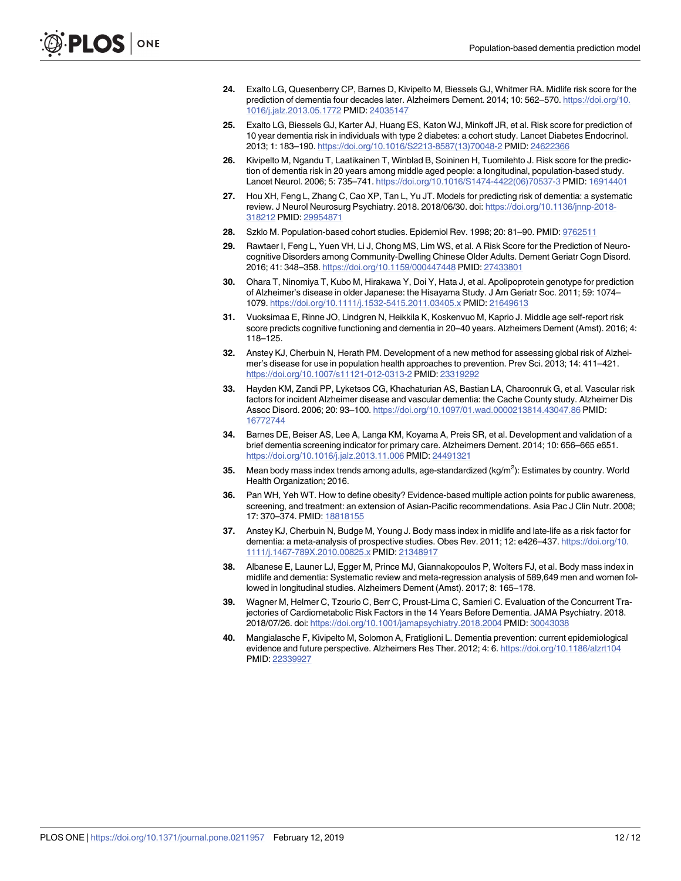24. Exalto LG, Quesenberry CP, Barnes D, Kivipelto M, Biessels GJ, Whitmer RA. Midlife risk score for the prediction of dementia four decades later. Alzheimers Dement. 2014; 10: 562–570. https://doi.org/10.1016/j.jalz.2013.05.1772 PMID: 24035147

25. Exalto LG, Biessels GJ, Karter AJ, Huang ES, Katon WJ, Minkoff JR, et al. Risk score for prediction of 10 year dementia risk in individuals with type 2 diabetes: a cohort study. Lancet Diabetes Endocrinol. 2013; 1: 183–190. https://doi.org/10.1016/S2213-8587(13)70048-2 PMID: 24622366

26. Kivipelto M, Ngandu T, Laatikainen T, Winblad B, Soininen H, Tuomilehto J. Risk score for the prediction of dementia risk in 20 years among middle aged people: a longitudinal, population-based study. Lancet Neurol. 2006; 5: 735–741. https://doi.org/10.1016/S1474-4422(06)70537-3 PMID: 16914401

27. Hou XH, Feng L, Zhang C, Cao XP, Tan L, Yu JT. Models for predicting risk of dementia: a systematic review. J Neurol Neurosurg Psychiatry. 2018. 2018/06/30. doi: https://doi.org/10.1136/jnnp-2018-318212 PMID: 29954871

28. Szklo M. Population-based cohort studies. Epidemiol Rev. 1998; 20: 81–90. PMID: 9762511

29. Rawtaer I, Feng L, Yuen VH, Li J, Chong MS, Lim WS, et al. A Risk Score for the Prediction of Neurocognitive Disorders among Community-Dwelling Chinese Older Adults. Dement Geriatr Cogn Disord. 2016; 41: 348–358. https://doi.org/10.1159/000447448 PMID: 27433801

30. Ohara T, Ninomiya T, Kubo M, Hirakawa Y, Doi Y, Hata J, et al. Apolipoprotein genotype for prediction of Alzheimer's disease in older Japanese: the Hisayama Study. J Am Geriatr Soc. 2011; 59: 1074–1079. https://doi.org/10.1111/j.1532-5415.2011.03405.x PMID: 21649613

31. Vuoksimaa E, Rinne JO, Lindgren N, Heikkila K, Koskenvuo M, Kaprio J. Middle age self-report risk score predicts cognitive functioning and dementia in 20–40 years. Alzheimers Dement (Amst). 2016; 4: 118–125.

32. Anstey KJ, Cherbuin N, Herath PM. Development of a new method for assessing global risk of Alzheimer's disease for use in population health approaches to prevention. Prev Sci. 2013; 14: 411–421. https://doi.org/10.1007/s11121-012-0313-2 PMID: 23319292

33. Hayden KM, Zandi PP, Lyketsos CG, Khachaturian AS, Bastian LA, Charoonruk G, et al. Vascular risk factors for incident Alzheimer disease and vascular dementia: the Cache County study. Alzheimer Dis Assoc Disord. 2006; 20: 93–100. https://doi.org/10.1097/01.wad.0000213814.43047.86 PMID: 16772744

34. Barnes DE, Beiser AS, Lee A, Langa KM, Koyama A, Preis SR, et al. Development and validation of a brief dementia screening indicator for primary care. Alzheimers Dement. 2014; 10: 656–665 e651. https://doi.org/10.1016/j.jalz.2013.11.006 PMID: 24491321

35. Mean body mass index trends among adults, age-standardized (kg/m$^2$): Estimates by country. World Health Organization; 2016.

36. Pan WH, Yeh WT. How to define obesity? Evidence-based multiple action points for public awareness, screening, and treatment: an extension of Asian-Pacific recommendations. Asia Pac J Clin Nutr. 2008; 17: 370–374. PMID: 18818155

37. Anstey KJ, Cherbuin N, Budge M, Young J. Body mass index in midlife and late-life as a risk factor for dementia: a meta-analysis of prospective studies. Obes Rev. 2011; 12: e426–437. https://doi.org/10.1111/j.1467-789X.2010.00825.x PMID: 21348917

38. Albanese E, Launer LJ, Egger M, Prince MJ, Giannakopoulos P, Wolters FJ, et al. Body mass index in midlife and dementia: Systematic review and meta-regression analysis of 589,649 men and women followed in longitudinal studies. Alzheimers Dement (Amst). 2017; 8: 165–178.

39. Wagner M, Helmer C, Tzourio C, Berr C, Proust-Lima C, Samieri C. Evaluation of the Concurrent Trajectories of Cardiometabolic Risk Factors in the 14 Years Before Dementia. JAMA Psychiatry. 2018. 2018/07/26. doi: https://doi.org/10.1001/jamapsychiatry.2018.2004 PMID: 30043038

40. Mangialasche F, Kivipelto M, Solomon A, Fratiglioni L. Dementia prevention: current epidemiological evidence and future perspective. Alzheimers Res Ther. 2012; 4: 6. https://doi.org/10.1186/alzrt104 PMID: 22339927